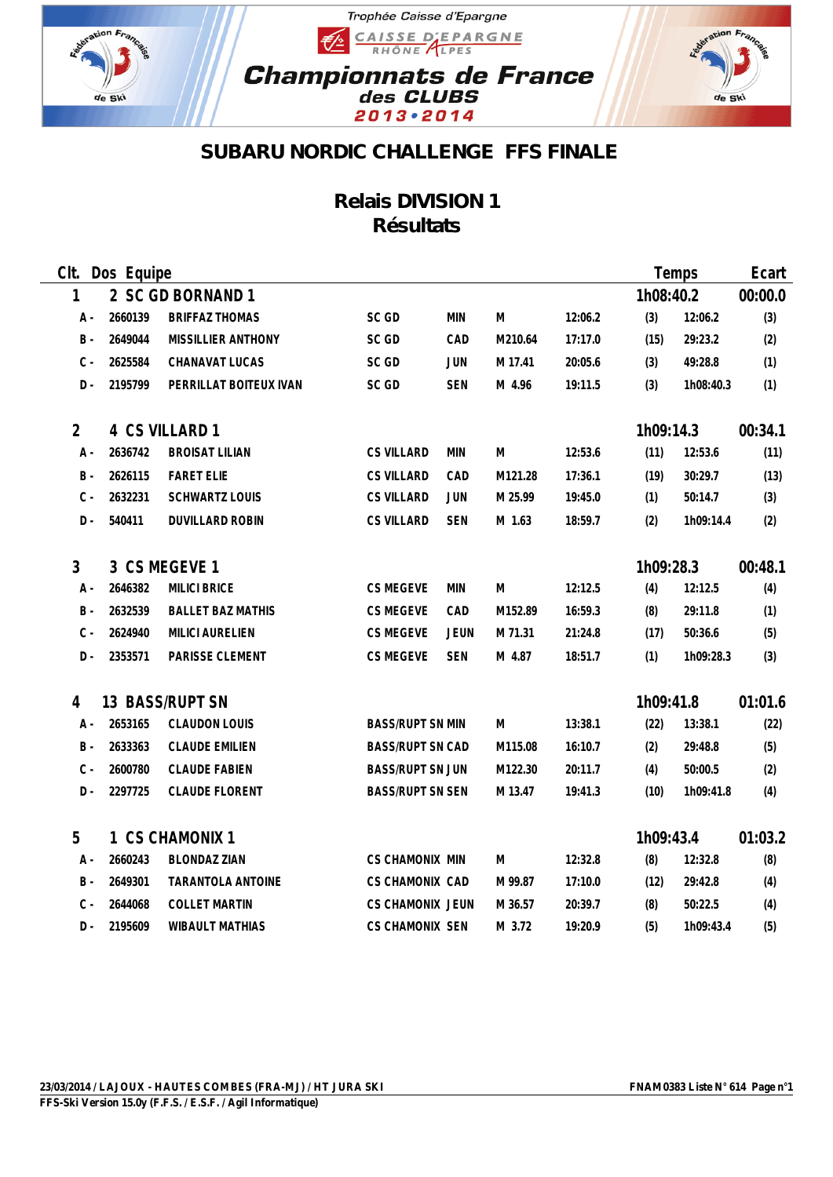Trophée Caisse d'Epargne

CAISSE D'EPARGNE RHÔNE ALPES

# Championnats de France des CLUBS 2013•2014

## SUBARU NORDIC CHALLENGE FFS FINALE

### Relais DIVISION 1
### Résultats

| Clt. | Dos | Equipe | | | | | | Temps | | Ecart |
|---|---|---|---|---|---|---|---|---|---|---|
| 1 | 2 | SC GD BORNAND 1 | | | | | | 1h08:40.2 | | 00:00.0 |
| A - | 2660139 | BRIFFAZ THOMAS | SC GD | MIN | M | | 12:06.2 | (3) | 12:06.2 | (3) |
| B - | 2649044 | MISSILLIER ANTHONY | SC GD | CAD | M210.64 | | 17:17.0 | (15) | 29:23.2 | (2) |
| C - | 2625584 | CHANAVAT LUCAS | SC GD | JUN | M 17.41 | | 20:05.6 | (3) | 49:28.8 | (1) |
| D - | 2195799 | PERRILLAT BOITEUX IVAN | SC GD | SEN | M 4.96 | | 19:11.5 | (3) | 1h08:40.3 | (1) |
| 2 | 4 | CS VILLARD 1 | | | | | | 1h09:14.3 | | 00:34.1 |
| A - | 2636742 | BROISAT LILIAN | CS VILLARD | MIN | M | | 12:53.6 | (11) | 12:53.6 | (11) |
| B - | 2626115 | FARET ELIE | CS VILLARD | CAD | M121.28 | | 17:36.1 | (19) | 30:29.7 | (13) |
| C - | 2632231 | SCHWARTZ LOUIS | CS VILLARD | JUN | M 25.99 | | 19:45.0 | (1) | 50:14.7 | (3) |
| D - | 540411 | DUVILLARD ROBIN | CS VILLARD | SEN | M 1.63 | | 18:59.7 | (2) | 1h09:14.4 | (2) |
| 3 | 3 | CS MEGEVE 1 | | | | | | 1h09:28.3 | | 00:48.1 |
| A - | 2646382 | MILICI BRICE | CS MEGEVE | MIN | M | | 12:12.5 | (4) | 12:12.5 | (4) |
| B - | 2632539 | BALLET BAZ MATHIS | CS MEGEVE | CAD | M152.89 | | 16:59.3 | (8) | 29:11.8 | (1) |
| C - | 2624940 | MILICI AURELIEN | CS MEGEVE | JEUN | M 71.31 | | 21:24.8 | (17) | 50:36.6 | (5) |
| D - | 2353571 | PARISSE CLEMENT | CS MEGEVE | SEN | M 4.87 | | 18:51.7 | (1) | 1h09:28.3 | (3) |
| 4 | 13 | BASS/RUPT SN | | | | | | 1h09:41.8 | | 01:01.6 |
| A - | 2653165 | CLAUDON LOUIS | BASS/RUPT SN | MIN | M | | 13:38.1 | (22) | 13:38.1 | (22) |
| B - | 2633363 | CLAUDE EMILIEN | BASS/RUPT SN | CAD | M115.08 | | 16:10.7 | (2) | 29:48.8 | (5) |
| C - | 2600780 | CLAUDE FABIEN | BASS/RUPT SN | JUN | M122.30 | | 20:11.7 | (4) | 50:00.5 | (2) |
| D - | 2297725 | CLAUDE FLORENT | BASS/RUPT SN | SEN | M 13.47 | | 19:41.3 | (10) | 1h09:41.8 | (4) |
| 5 | 1 | CS CHAMONIX 1 | | | | | | 1h09:43.4 | | 01:03.2 |
| A - | 2660243 | BLONDAZ ZIAN | CS CHAMONIX | MIN | M | | 12:32.8 | (8) | 12:32.8 | (8) |
| B - | 2649301 | TARANTOLA ANTOINE | CS CHAMONIX | CAD | M 99.87 | | 17:10.0 | (12) | 29:42.8 | (4) |
| C - | 2644068 | COLLET MARTIN | CS CHAMONIX | JEUN | M 36.57 | | 20:39.7 | (8) | 50:22.5 | (4) |
| D - | 2195609 | WIBAULT MATHIAS | CS CHAMONIX | SEN | M 3.72 | | 19:20.9 | (5) | 1h09:43.4 | (5) |

23/03/2014 / LAJOUX - HAUTES COMBES (FRA-MJ) / HT JURA SKI — FNAM0383 Liste N° 614 Page n°1

FFS-Ski Version 15.0y (F.F.S. / E.S.F. / Agil Informatique)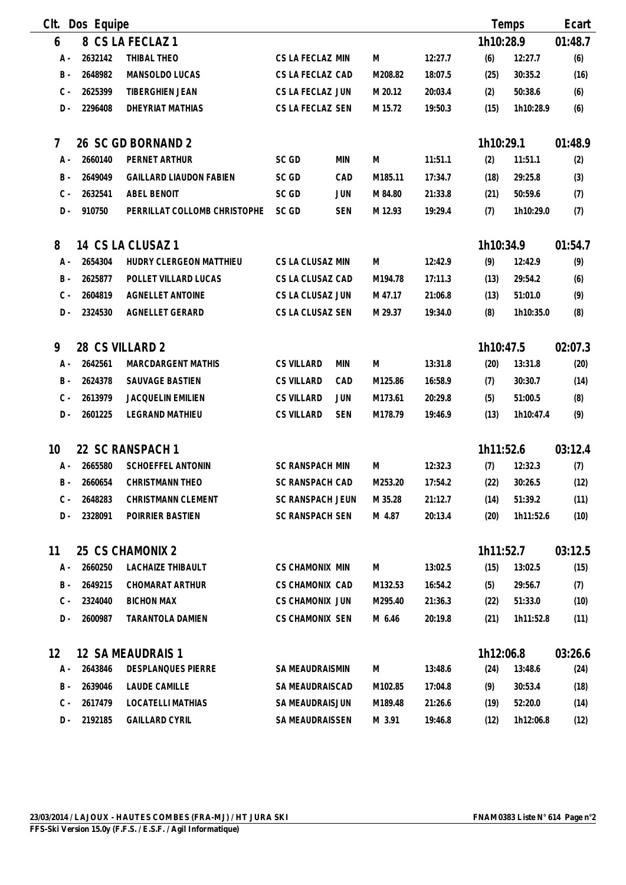| Clt. | Dos | Equipe | | | | | | | Temps | Ecart |
|---|---|---|---|---|---|---|---|---|---|---|
| 6 | 8 | CS LA FECLAZ 1 | | | | | | | 1h10:28.9 | 01:48.7 |
| A - | 2632142 | THIBAL THEO | CS LA FECLAZ MIN | | M | 12:27.7 | (6) | 12:27.7 | | (6) |
| B - | 2648982 | MANSOLDO LUCAS | CS LA FECLAZ CAD | | M208.82 | 18:07.5 | (25) | 30:35.2 | | (16) |
| C - | 2625399 | TIBERGHIEN JEAN | CS LA FECLAZ JUN | | M 20.12 | 20:03.4 | (2) | 50:38.6 | | (6) |
| D - | 2296408 | DHEYRIAT MATHIAS | CS LA FECLAZ SEN | | M 15.72 | 19:50.3 | (15) | 1h10:28.9 | | (6) |
| 7 | 26 | SC GD BORNAND 2 | | | | | | | 1h10:29.1 | 01:48.9 |
| A - | 2660140 | PERNET ARTHUR | SC GD | MIN | M | 11:51.1 | (2) | 11:51.1 | | (2) |
| B - | 2649049 | GAILLARD LIAUDON FABIEN | SC GD | CAD | M185.11 | 17:34.7 | (18) | 29:25.8 | | (3) |
| C - | 2632541 | ABEL BENOIT | SC GD | JUN | M 84.80 | 21:33.8 | (21) | 50:59.6 | | (7) |
| D - | 910750 | PERRILLAT COLLOMB CHRISTOPHE | SC GD | SEN | M 12.93 | 19:29.4 | (7) | 1h10:29.0 | | (7) |
| 8 | 14 | CS LA CLUSAZ 1 | | | | | | | 1h10:34.9 | 01:54.7 |
| A - | 2654304 | HUDRY CLERGEON MATTHIEU | CS LA CLUSAZ MIN | | M | 12:42.9 | (9) | 12:42.9 | | (9) |
| B - | 2625877 | POLLET VILLARD LUCAS | CS LA CLUSAZ CAD | | M194.78 | 17:11.3 | (13) | 29:54.2 | | (6) |
| C - | 2604819 | AGNELLET ANTOINE | CS LA CLUSAZ JUN | | M 47.17 | 21:06.8 | (13) | 51:01.0 | | (9) |
| D - | 2324530 | AGNELLET GERARD | CS LA CLUSAZ SEN | | M 29.37 | 19:34.0 | (8) | 1h10:35.0 | | (8) |
| 9 | 28 | CS VILLARD 2 | | | | | | | 1h10:47.5 | 02:07.3 |
| A - | 2642561 | MARCDARGENT MATHIS | CS VILLARD | MIN | M | 13:31.8 | (20) | 13:31.8 | | (20) |
| B - | 2624378 | SAUVAGE BASTIEN | CS VILLARD | CAD | M125.86 | 16:58.9 | (7) | 30:30.7 | | (14) |
| C - | 2613979 | JACQUELIN EMILIEN | CS VILLARD | JUN | M173.61 | 20:29.8 | (5) | 51:00.5 | | (8) |
| D - | 2601225 | LEGRAND MATHIEU | CS VILLARD | SEN | M178.79 | 19:46.9 | (13) | 1h10:47.4 | | (9) |
| 10 | 22 | SC RANSPACH 1 | | | | | | | 1h11:52.6 | 03:12.4 |
| A - | 2665580 | SCHOEFFEL ANTONIN | SC RANSPACH MIN | | M | 12:32.3 | (7) | 12:32.3 | | (7) |
| B - | 2660654 | CHRISTMANN THEO | SC RANSPACH CAD | | M253.20 | 17:54.2 | (22) | 30:26.5 | | (12) |
| C - | 2648283 | CHRISTMANN CLEMENT | SC RANSPACH JEUN | | M 35.28 | 21:12.7 | (14) | 51:39.2 | | (11) |
| D - | 2328091 | POIRRIER BASTIEN | SC RANSPACH SEN | | M 4.87 | 20:13.4 | (20) | 1h11:52.6 | | (10) |
| 11 | 25 | CS CHAMONIX 2 | | | | | | | 1h11:52.7 | 03:12.5 |
| A - | 2660250 | LACHAIZE THIBAULT | CS CHAMONIX MIN | | M | 13:02.5 | (15) | 13:02.5 | | (15) |
| B - | 2649215 | CHOMARAT ARTHUR | CS CHAMONIX CAD | | M132.53 | 16:54.2 | (5) | 29:56.7 | | (7) |
| C - | 2324040 | BICHON MAX | CS CHAMONIX JUN | | M295.40 | 21:36.3 | (22) | 51:33.0 | | (10) |
| D - | 2600987 | TARANTOLA DAMIEN | CS CHAMONIX SEN | | M 6.46 | 20:19.8 | (21) | 1h11:52.8 | | (11) |
| 12 | 12 | SA MEAUDRAIS 1 | | | | | | | 1h12:06.8 | 03:26.6 |
| A - | 2643846 | DESPLANQUES PIERRE | SA MEAUDRAISMIN | | M | 13:48.6 | (24) | 13:48.6 | | (24) |
| B - | 2639046 | LAUDE CAMILLE | SA MEAUDRAISCAD | | M102.85 | 17:04.8 | (9) | 30:53.4 | | (18) |
| C - | 2617479 | LOCATELLI MATHIAS | SA MEAUDRAISJUN | | M189.48 | 21:26.6 | (19) | 52:20.0 | | (14) |
| D - | 2192185 | GAILLARD CYRIL | SA MEAUDRAISSEN | | M 3.91 | 19:46.8 | (12) | 1h12:06.8 | | (12) |

23/03/2014 / LAJOUX - HAUTES COMBES (FRA-MJ) / HT JURA SKI — FNAM0383 Liste N° 614

FFS-Ski Version 15.0y (F.F.S. / E.S.F. / Agil Informatique)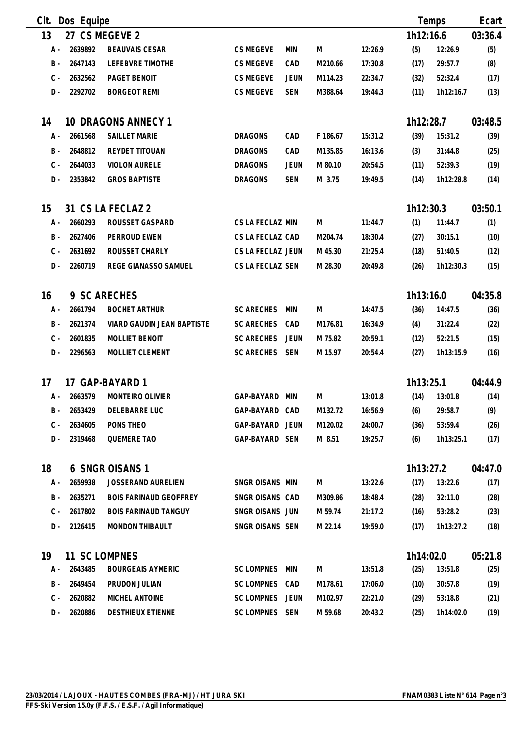| Clt. | Dos | Equipe | | | | | | Temps | | Ecart |
|---|---|---|---|---|---|---|---|---|---|---|
| 13 | 27 | CS MEGEVE 2 | | | | | | 1h12:16.6 | | 03:36.4 |
| A - | 2639892 | BEAUVAIS CESAR | CS MEGEVE | MIN | M | 12:26.9 | (5) | 12:26.9 | | (5) |
| B - | 2647143 | LEFEBVRE TIMOTHE | CS MEGEVE | CAD | M210.66 | 17:30.8 | (17) | 29:57.7 | | (8) |
| C - | 2632562 | PAGET BENOIT | CS MEGEVE | JEUN | M114.23 | 22:34.7 | (32) | 52:32.4 | | (17) |
| D - | 2292702 | BORGEOT REMI | CS MEGEVE | SEN | M388.64 | 19:44.3 | (11) | 1h12:16.7 | | (13) |
| 14 | 10 | DRAGONS ANNECY 1 | | | | | | 1h12:28.7 | | 03:48.5 |
| A - | 2661568 | SAILLET MARIE | DRAGONS | CAD | F 186.67 | 15:31.2 | (39) | 15:31.2 | | (39) |
| B - | 2648812 | REYDET TITOUAN | DRAGONS | CAD | M135.85 | 16:13.6 | (3) | 31:44.8 | | (25) |
| C - | 2644033 | VIOLON AURELE | DRAGONS | JEUN | M 80.10 | 20:54.5 | (11) | 52:39.3 | | (19) |
| D - | 2353842 | GROS BAPTISTE | DRAGONS | SEN | M 3.75 | 19:49.5 | (14) | 1h12:28.8 | | (14) |
| 15 | 31 | CS LA FECLAZ 2 | | | | | | 1h12:30.3 | | 03:50.1 |
| A - | 2660293 | ROUSSET GASPARD | CS LA FECLAZ | MIN | M | 11:44.7 | (1) | 11:44.7 | | (1) |
| B - | 2627406 | PERROUD EWEN | CS LA FECLAZ | CAD | M204.74 | 18:30.4 | (27) | 30:15.1 | | (10) |
| C - | 2631692 | ROUSSET CHARLY | CS LA FECLAZ | JEUN | M 45.30 | 21:25.4 | (18) | 51:40.5 | | (12) |
| D - | 2260719 | REGE GIANASSO SAMUEL | CS LA FECLAZ | SEN | M 28.30 | 20:49.8 | (26) | 1h12:30.3 | | (15) |
| 16 | 9 | SC ARECHES | | | | | | 1h13:16.0 | | 04:35.8 |
| A - | 2661794 | BOCHET ARTHUR | SC ARECHES | MIN | M | 14:47.5 | (36) | 14:47.5 | | (36) |
| B - | 2621374 | VIARD GAUDIN JEAN BAPTISTE | SC ARECHES | CAD | M176.81 | 16:34.9 | (4) | 31:22.4 | | (22) |
| C - | 2601835 | MOLLIET BENOIT | SC ARECHES | JEUN | M 75.82 | 20:59.1 | (12) | 52:21.5 | | (15) |
| D - | 2296563 | MOLLIET CLEMENT | SC ARECHES | SEN | M 15.97 | 20:54.4 | (27) | 1h13:15.9 | | (16) |
| 17 | 17 | GAP-BAYARD 1 | | | | | | 1h13:25.1 | | 04:44.9 |
| A - | 2663579 | MONTEIRO OLIVIER | GAP-BAYARD | MIN | M | 13:01.8 | (14) | 13:01.8 | | (14) |
| B - | 2653429 | DELEBARRE LUC | GAP-BAYARD | CAD | M132.72 | 16:56.9 | (6) | 29:58.7 | | (9) |
| C - | 2634605 | PONS THEO | GAP-BAYARD | JEUN | M120.02 | 24:00.7 | (36) | 53:59.4 | | (26) |
| D - | 2319468 | QUEMERE TAO | GAP-BAYARD | SEN | M 8.51 | 19:25.7 | (6) | 1h13:25.1 | | (17) |
| 18 | 6 | SNGR OISANS 1 | | | | | | 1h13:27.2 | | 04:47.0 |
| A - | 2659938 | JOSSERAND AURELIEN | SNGR OISANS | MIN | M | 13:22.6 | (17) | 13:22.6 | | (17) |
| B - | 2635271 | BOIS FARINAUD GEOFFREY | SNGR OISANS | CAD | M309.86 | 18:48.4 | (28) | 32:11.0 | | (28) |
| C - | 2617802 | BOIS FARINAUD TANGUY | SNGR OISANS | JUN | M 59.74 | 21:17.2 | (16) | 53:28.2 | | (23) |
| D - | 2126415 | MONDON THIBAULT | SNGR OISANS | SEN | M 22.14 | 19:59.0 | (17) | 1h13:27.2 | | (18) |
| 19 | 11 | SC LOMPNES | | | | | | 1h14:02.0 | | 05:21.8 |
| A - | 2643485 | BOURGEAIS AYMERIC | SC LOMPNES | MIN | M | 13:51.8 | (25) | 13:51.8 | | (25) |
| B - | 2649454 | PRUDON JULIAN | SC LOMPNES | CAD | M178.61 | 17:06.0 | (10) | 30:57.8 | | (19) |
| C - | 2620882 | MICHEL ANTOINE | SC LOMPNES | JEUN | M102.97 | 22:21.0 | (29) | 53:18.8 | | (21) |
| D - | 2620886 | DESTHIEUX ETIENNE | SC LOMPNES | SEN | M 59.68 | 20:43.2 | (25) | 1h14:02.0 | | (19) |

23/03/2014 / LAJOUX - HAUTES COMBES (FRA-MJ) / HT JURA SKI — FNAM0383 Liste N° 614

FFS-Ski Version 15.0y (F.F.S. / E.S.F. / Agil Informatique)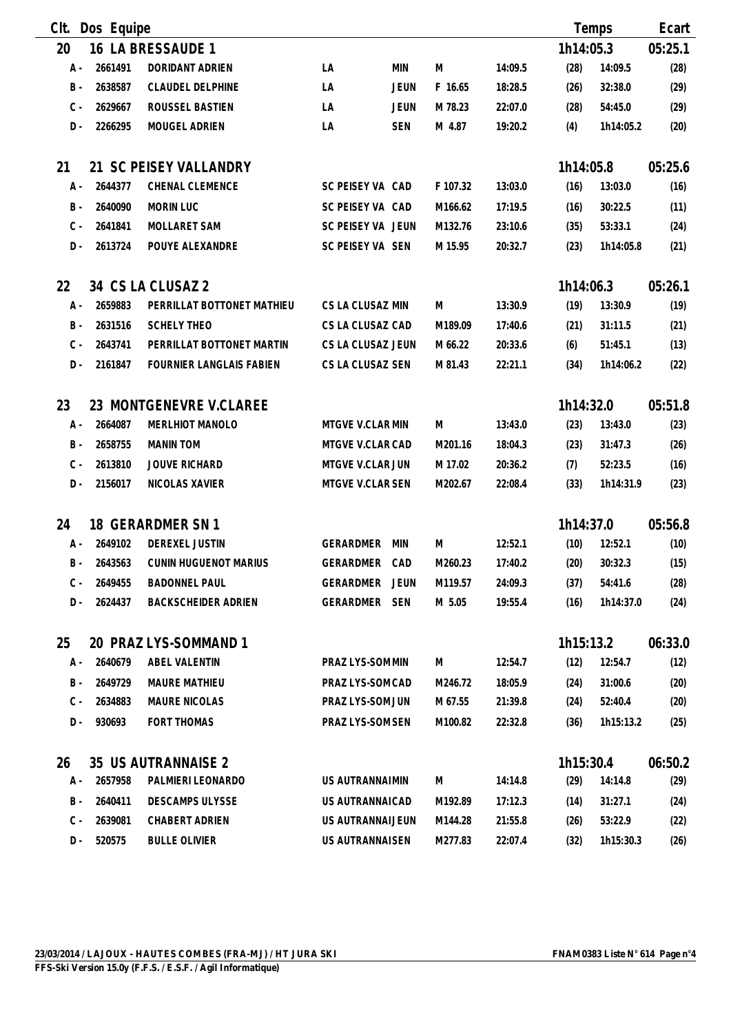| Clt. | Dos | Equipe | | | | | | Temps | | Ecart |
|---|---|---|---|---|---|---|---|---|---|---|
| 20 | 16 | LA BRESSAUDE 1 | | | | | | 1h14:05.3 | | 05:25.1 |
| A - | 2661491 | DORIDANT ADRIEN | LA | MIN | M | 14:09.5 | (28) | 14:09.5 | | (28) |
| B - | 2638587 | CLAUDEL DELPHINE | LA | JEUN | F 16.65 | 18:28.5 | (26) | 32:38.0 | | (29) |
| C - | 2629667 | ROUSSEL BASTIEN | LA | JEUN | M 78.23 | 22:07.0 | (28) | 54:45.0 | | (29) |
| D - | 2266295 | MOUGEL ADRIEN | LA | SEN | M 4.87 | 19:20.2 | (4) | 1h14:05.2 | | (20) |
| 21 | 21 | SC PEISEY VALLANDRY | | | | | | 1h14:05.8 | | 05:25.6 |
| A - | 2644377 | CHENAL CLEMENCE | SC PEISEY VA | CAD | F 107.32 | 13:03.0 | (16) | 13:03.0 | | (16) |
| B - | 2640090 | MORIN LUC | SC PEISEY VA | CAD | M166.62 | 17:19.5 | (16) | 30:22.5 | | (11) |
| C - | 2641841 | MOLLARET SAM | SC PEISEY VA | JEUN | M132.76 | 23:10.6 | (35) | 53:33.1 | | (24) |
| D - | 2613724 | POUYE ALEXANDRE | SC PEISEY VA | SEN | M 15.95 | 20:32.7 | (23) | 1h14:05.8 | | (21) |
| 22 | 34 | CS LA CLUSAZ 2 | | | | | | 1h14:06.3 | | 05:26.1 |
| A - | 2659883 | PERRILLAT BOTTONET MATHIEU | CS LA CLUSAZ | MIN | M | 13:30.9 | (19) | 13:30.9 | | (19) |
| B - | 2631516 | SCHELY THEO | CS LA CLUSAZ | CAD | M189.09 | 17:40.6 | (21) | 31:11.5 | | (21) |
| C - | 2643741 | PERRILLAT BOTTONET MARTIN | CS LA CLUSAZ | JEUN | M 66.22 | 20:33.6 | (6) | 51:45.1 | | (13) |
| D - | 2161847 | FOURNIER LANGLAIS FABIEN | CS LA CLUSAZ | SEN | M 81.43 | 22:21.1 | (34) | 1h14:06.2 | | (22) |
| 23 | 23 | MONTGENEVRE V.CLAREE | | | | | | 1h14:32.0 | | 05:51.8 |
| A - | 2664087 | MERLHIOT MANOLO | MTGVE V.CLAR | MIN | M | 13:43.0 | (23) | 13:43.0 | | (23) |
| B - | 2658755 | MANIN TOM | MTGVE V.CLAR | CAD | M201.16 | 18:04.3 | (23) | 31:47.3 | | (26) |
| C - | 2613810 | JOUVE RICHARD | MTGVE V.CLAR | JUN | M 17.02 | 20:36.2 | (7) | 52:23.5 | | (16) |
| D - | 2156017 | NICOLAS XAVIER | MTGVE V.CLAR | SEN | M202.67 | 22:08.4 | (33) | 1h14:31.9 | | (23) |
| 24 | 18 | GERARDMER SN 1 | | | | | | 1h14:37.0 | | 05:56.8 |
| A - | 2649102 | DEREXEL JUSTIN | GERARDMER | MIN | M | 12:52.1 | (10) | 12:52.1 | | (10) |
| B - | 2643563 | CUNIN HUGUENOT MARIUS | GERARDMER | CAD | M260.23 | 17:40.2 | (20) | 30:32.3 | | (15) |
| C - | 2649455 | BADONNEL PAUL | GERARDMER | JEUN | M119.57 | 24:09.3 | (37) | 54:41.6 | | (28) |
| D - | 2624437 | BACKSCHEIDER ADRIEN | GERARDMER | SEN | M 5.05 | 19:55.4 | (16) | 1h14:37.0 | | (24) |
| 25 | 20 | PRAZ LYS-SOMMAND 1 | | | | | | 1h15:13.2 | | 06:33.0 |
| A - | 2640679 | ABEL VALENTIN | PRAZ LYS-SOM | MIN | M | 12:54.7 | (12) | 12:54.7 | | (12) |
| B - | 2649729 | MAURE MATHIEU | PRAZ LYS-SOM | CAD | M246.72 | 18:05.9 | (24) | 31:00.6 | | (20) |
| C - | 2634883 | MAURE NICOLAS | PRAZ LYS-SOM | JUN | M 67.55 | 21:39.8 | (24) | 52:40.4 | | (20) |
| D - | 930693 | FORT THOMAS | PRAZ LYS-SOM | SEN | M100.82 | 22:32.8 | (36) | 1h15:13.2 | | (25) |
| 26 | 35 | US AUTRANNAISE 2 | | | | | | 1h15:30.4 | | 06:50.2 |
| A - | 2657958 | PALMIERI LEONARDO | US AUTRANNAI | MIN | M | 14:14.8 | (29) | 14:14.8 | | (29) |
| B - | 2640411 | DESCAMPS ULYSSE | US AUTRANNAI | CAD | M192.89 | 17:12.3 | (14) | 31:27.1 | | (24) |
| C - | 2639081 | CHABERT ADRIEN | US AUTRANNAI | JEUN | M144.28 | 21:55.8 | (26) | 53:22.9 | | (22) |
| D - | 520575 | BULLE OLIVIER | US AUTRANNAI | SEN | M277.83 | 22:07.4 | (32) | 1h15:30.3 | | (26) |

23/03/2014 / LAJOUX - HAUTES COMBES (FRA-MJ) / HT JURA SKI — FNAM0383 Liste N° 614

FFS-Ski Version 15.0y (F.F.S. / E.S.F. / Agil Informatique)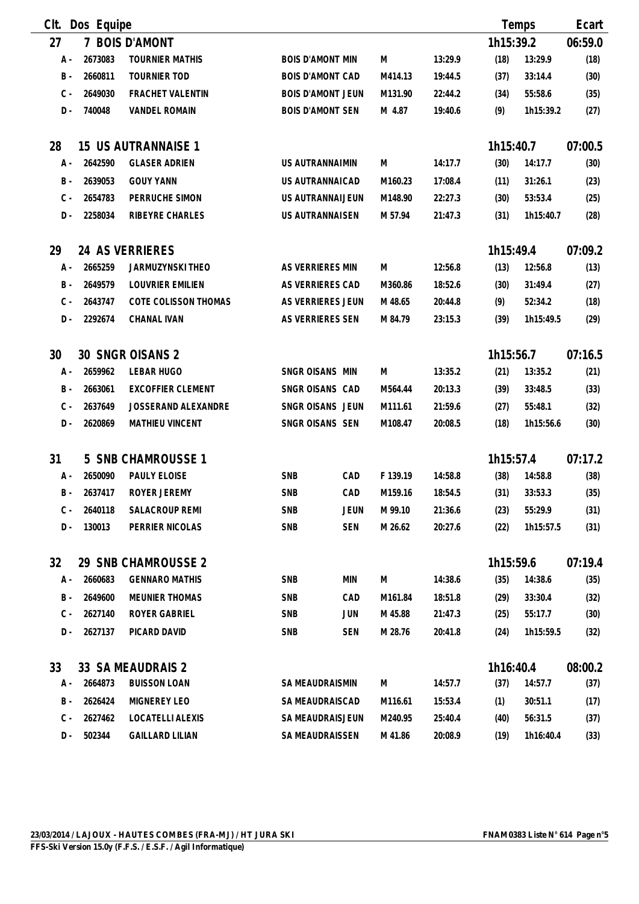| Clt. | Dos | Equipe | | | | | | Temps | | Ecart |
|---|---|---|---|---|---|---|---|---|---|---|
| 27 | 7 | BOIS D'AMONT | | | | | | 1h15:39.2 | | 06:59.0 |
| A - | 2673083 | TOURNIER MATHIS | BOIS D'AMONT MIN | | M | 13:29.9 | (18) | 13:29.9 | | (18) |
| B - | 2660811 | TOURNIER TOD | BOIS D'AMONT CAD | | M414.13 | 19:44.5 | (37) | 33:14.4 | | (30) |
| C - | 2649030 | FRACHET VALENTIN | BOIS D'AMONT JEUN | | M131.90 | 22:44.2 | (34) | 55:58.6 | | (35) |
| D - | 740048 | VANDEL ROMAIN | BOIS D'AMONT SEN | | M 4.87 | 19:40.6 | (9) | 1h15:39.2 | | (27) |
| 28 | 15 | US AUTRANNAISE 1 | | | | | | 1h15:40.7 | | 07:00.5 |
| A - | 2642590 | GLASER ADRIEN | US AUTRANNAIMIN | | M | 14:17.7 | (30) | 14:17.7 | | (30) |
| B - | 2639053 | GOUY YANN | US AUTRANNAICAD | | M160.23 | 17:08.4 | (11) | 31:26.1 | | (23) |
| C - | 2654783 | PERRUCHE SIMON | US AUTRANNAIJEUN | | M148.90 | 22:27.3 | (30) | 53:53.4 | | (25) |
| D - | 2258034 | RIBEYRE CHARLES | US AUTRANNAISEN | | M 57.94 | 21:47.3 | (31) | 1h15:40.7 | | (28) |
| 29 | 24 | AS VERRIERES | | | | | | 1h15:49.4 | | 07:09.2 |
| A - | 2665259 | JARMUZYNSKI THEO | AS VERRIERES MIN | | M | 12:56.8 | (13) | 12:56.8 | | (13) |
| B - | 2649579 | LOUVRIER EMILIEN | AS VERRIERES CAD | | M360.86 | 18:52.6 | (30) | 31:49.4 | | (27) |
| C - | 2643747 | COTE COLISSON THOMAS | AS VERRIERES JEUN | | M 48.65 | 20:44.8 | (9) | 52:34.2 | | (18) |
| D - | 2292674 | CHANAL IVAN | AS VERRIERES SEN | | M 84.79 | 23:15.3 | (39) | 1h15:49.5 | | (29) |
| 30 | 30 | SNGR OISANS 2 | | | | | | 1h15:56.7 | | 07:16.5 |
| A - | 2659962 | LEBAR HUGO | SNGR OISANS MIN | | M | 13:35.2 | (21) | 13:35.2 | | (21) |
| B - | 2663061 | EXCOFFIER CLEMENT | SNGR OISANS CAD | | M564.44 | 20:13.3 | (39) | 33:48.5 | | (33) |
| C - | 2637649 | JOSSERAND ALEXANDRE | SNGR OISANS JEUN | | M111.61 | 21:59.6 | (27) | 55:48.1 | | (32) |
| D - | 2620869 | MATHIEU VINCENT | SNGR OISANS SEN | | M108.47 | 20:08.5 | (18) | 1h15:56.6 | | (30) |
| 31 | 5 | SNB CHAMROUSSE 1 | | | | | | 1h15:57.4 | | 07:17.2 |
| A - | 2650090 | PAULY ELOISE | SNB | CAD | F 139.19 | 14:58.8 | (38) | 14:58.8 | | (38) |
| B - | 2637417 | ROYER JEREMY | SNB | CAD | M159.16 | 18:54.5 | (31) | 33:53.3 | | (35) |
| C - | 2640118 | SALACROUP REMI | SNB | JEUN | M 99.10 | 21:36.6 | (23) | 55:29.9 | | (31) |
| D - | 130013 | PERRIER NICOLAS | SNB | SEN | M 26.62 | 20:27.6 | (22) | 1h15:57.5 | | (31) |
| 32 | 29 | SNB CHAMROUSSE 2 | | | | | | 1h15:59.6 | | 07:19.4 |
| A - | 2660683 | GENNARO MATHIS | SNB | MIN | M | 14:38.6 | (35) | 14:38.6 | | (35) |
| B - | 2649600 | MEUNIER THOMAS | SNB | CAD | M161.84 | 18:51.8 | (29) | 33:30.4 | | (32) |
| C - | 2627140 | ROYER GABRIEL | SNB | JUN | M 45.88 | 21:47.3 | (25) | 55:17.7 | | (30) |
| D - | 2627137 | PICARD DAVID | SNB | SEN | M 28.76 | 20:41.8 | (24) | 1h15:59.5 | | (32) |
| 33 | 33 | SA MEAUDRAIS 2 | | | | | | 1h16:40.4 | | 08:00.2 |
| A - | 2664873 | BUISSON LOAN | SA MEAUDRAISMIN | | M | 14:57.7 | (37) | 14:57.7 | | (37) |
| B - | 2626424 | MIGNEREY LEO | SA MEAUDRAISCAD | | M116.61 | 15:53.4 | (1) | 30:51.1 | | (17) |
| C - | 2627462 | LOCATELLI ALEXIS | SA MEAUDRAISJEUN | | M240.95 | 25:40.4 | (40) | 56:31.5 | | (37) |
| D - | 502344 | GAILLARD LILIAN | SA MEAUDRAISSEN | | M 41.86 | 20:08.9 | (19) | 1h16:40.4 | | (33) |

23/03/2014 / LAJOUX - HAUTES COMBES (FRA-MJ) / HT JURA SKI — FNAM0383 Liste N° 614

FFS-Ski Version 15.0y (F.F.S. / E.S.F. / Agil Informatique)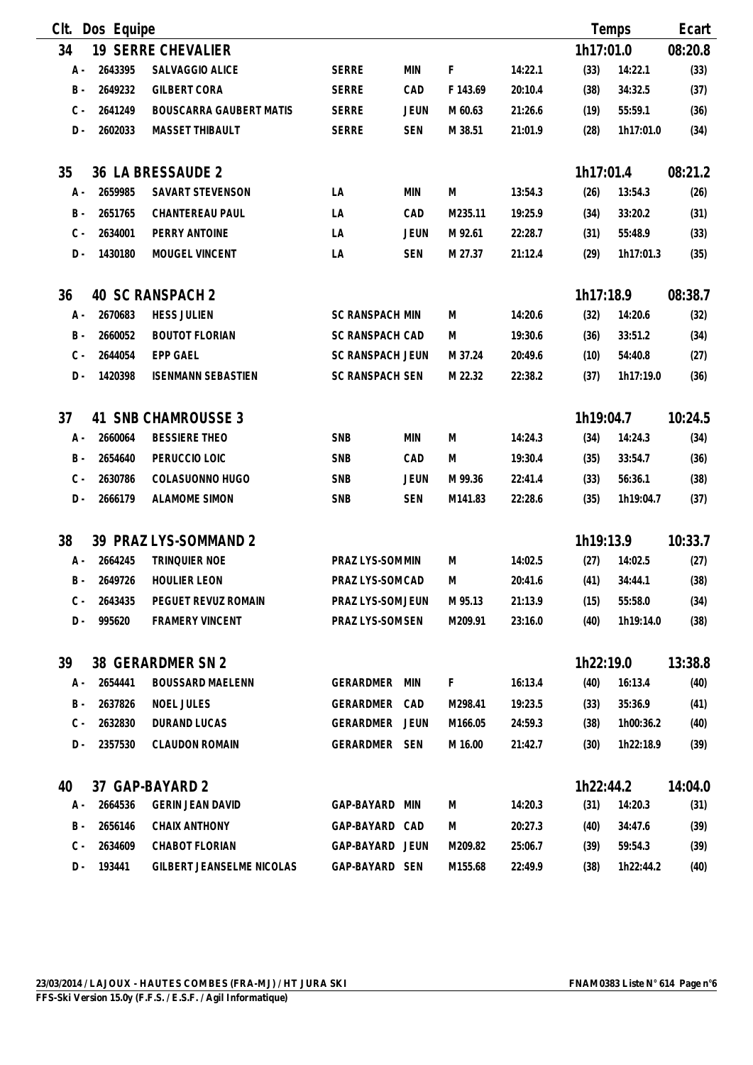| Clt. | Dos | Equipe | | | | | | Temps | | Ecart |
|---|---|---|---|---|---|---|---|---|---|---|
| 34 | 19 | SERRE CHEVALIER | | | | | | 1h17:01.0 | | 08:20.8 |
| A - | 2643395 | SALVAGGIO ALICE | SERRE | MIN | F | 14:22.1 | (33) | 14:22.1 | | (33) |
| B - | 2649232 | GILBERT CORA | SERRE | CAD | F 143.69 | 20:10.4 | (38) | 34:32.5 | | (37) |
| C - | 2641249 | BOUSCARRA GAUBERT MATIS | SERRE | JEUN | M 60.63 | 21:26.6 | (19) | 55:59.1 | | (36) |
| D - | 2602033 | MASSET THIBAULT | SERRE | SEN | M 38.51 | 21:01.9 | (28) | 1h17:01.0 | | (34) |
| 35 | 36 | LA BRESSAUDE 2 | | | | | | 1h17:01.4 | | 08:21.2 |
| A - | 2659985 | SAVART STEVENSON | LA | MIN | M | 13:54.3 | (26) | 13:54.3 | | (26) |
| B - | 2651765 | CHANTEREAU PAUL | LA | CAD | M235.11 | 19:25.9 | (34) | 33:20.2 | | (31) |
| C - | 2634001 | PERRY ANTOINE | LA | JEUN | M 92.61 | 22:28.7 | (31) | 55:48.9 | | (33) |
| D - | 1430180 | MOUGEL VINCENT | LA | SEN | M 27.37 | 21:12.4 | (29) | 1h17:01.3 | | (35) |
| 36 | 40 | SC RANSPACH 2 | | | | | | 1h17:18.9 | | 08:38.7 |
| A - | 2670683 | HESS JULIEN | SC RANSPACH | MIN | M | 14:20.6 | (32) | 14:20.6 | | (32) |
| B - | 2660052 | BOUTOT FLORIAN | SC RANSPACH | CAD | M | 19:30.6 | (36) | 33:51.2 | | (34) |
| C - | 2644054 | EPP GAEL | SC RANSPACH | JEUN | M 37.24 | 20:49.6 | (10) | 54:40.8 | | (27) |
| D - | 1420398 | ISENMANN SEBASTIEN | SC RANSPACH | SEN | M 22.32 | 22:38.2 | (37) | 1h17:19.0 | | (36) |
| 37 | 41 | SNB CHAMROUSSE 3 | | | | | | 1h19:04.7 | | 10:24.5 |
| A - | 2660064 | BESSIERE THEO | SNB | MIN | M | 14:24.3 | (34) | 14:24.3 | | (34) |
| B - | 2654640 | PERUCCIO LOIC | SNB | CAD | M | 19:30.4 | (35) | 33:54.7 | | (36) |
| C - | 2630786 | COLASUONNO HUGO | SNB | JEUN | M 99.36 | 22:41.4 | (33) | 56:36.1 | | (38) |
| D - | 2666179 | ALAMOME SIMON | SNB | SEN | M141.83 | 22:28.6 | (35) | 1h19:04.7 | | (37) |
| 38 | 39 | PRAZ LYS-SOMMAND 2 | | | | | | 1h19:13.9 | | 10:33.7 |
| A - | 2664245 | TRINQUIER NOE | PRAZ LYS-SOM | MIN | M | 14:02.5 | (27) | 14:02.5 | | (27) |
| B - | 2649726 | HOULIER LEON | PRAZ LYS-SOM | CAD | M | 20:41.6 | (41) | 34:44.1 | | (38) |
| C - | 2643435 | PEGUET REVUZ ROMAIN | PRAZ LYS-SOM | JEUN | M 95.13 | 21:13.9 | (15) | 55:58.0 | | (34) |
| D - | 995620 | FRAMERY VINCENT | PRAZ LYS-SOM | SEN | M209.91 | 23:16.0 | (40) | 1h19:14.0 | | (38) |
| 39 | 38 | GERARDMER SN 2 | | | | | | 1h22:19.0 | | 13:38.8 |
| A - | 2654441 | BOUSSARD MAELENN | GERARDMER | MIN | F | 16:13.4 | (40) | 16:13.4 | | (40) |
| B - | 2637826 | NOEL JULES | GERARDMER | CAD | M298.41 | 19:23.5 | (33) | 35:36.9 | | (41) |
| C - | 2632830 | DURAND LUCAS | GERARDMER | JEUN | M166.05 | 24:59.3 | (38) | 1h00:36.2 | | (40) |
| D - | 2357530 | CLAUDON ROMAIN | GERARDMER | SEN | M 16.00 | 21:42.7 | (30) | 1h22:18.9 | | (39) |
| 40 | 37 | GAP-BAYARD 2 | | | | | | 1h22:44.2 | | 14:04.0 |
| A - | 2664536 | GERIN JEAN DAVID | GAP-BAYARD | MIN | M | 14:20.3 | (31) | 14:20.3 | | (31) |
| B - | 2656146 | CHAIX ANTHONY | GAP-BAYARD | CAD | M | 20:27.3 | (40) | 34:47.6 | | (39) |
| C - | 2634609 | CHABOT FLORIAN | GAP-BAYARD | JEUN | M209.82 | 25:06.7 | (39) | 59:54.3 | | (39) |
| D - | 193441 | GILBERT JEANSELME NICOLAS | GAP-BAYARD | SEN | M155.68 | 22:49.9 | (38) | 1h22:44.2 | | (40) |

23/03/2014 / LAJOUX - HAUTES COMBES (FRA-MJ) / HT JURA SKI — FNAM0383 Liste N° 614

FFS-Ski Version 15.0y (F.F.S. / E.S.F. / Agil Informatique)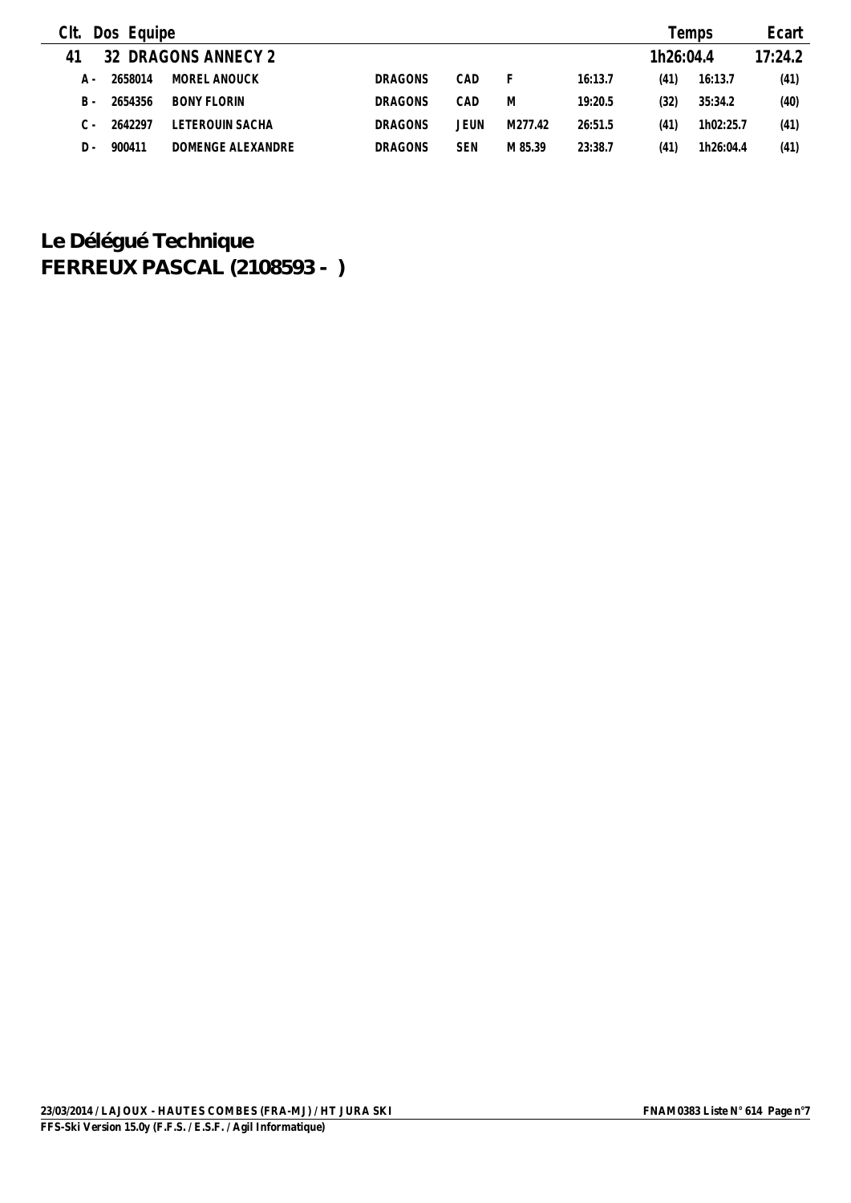| Clt. | Dos | Equipe | | | | | | Temps | | Ecart |
|---|---|---|---|---|---|---|---|---|---|---|
| 41 | 32 | DRAGONS ANNECY 2 | | | | | | 1h26:04.4 | | 17:24.2 |
| A - | 2658014 | MOREL ANOUCK | DRAGONS | CAD | F | 16:13.7 | (41) | 16:13.7 | | (41) |
| B - | 2654356 | BONY FLORIN | DRAGONS | CAD | M | 19:20.5 | (32) | 35:34.2 | | (40) |
| C - | 2642297 | LETEROUIN SACHA | DRAGONS | JEUN | M277.42 | 26:51.5 | (41) | 1h02:25.7 | | (41) |
| D - | 900411 | DOMENGE ALEXANDRE | DRAGONS | SEN | M 85.39 | 23:38.7 | (41) | 1h26:04.4 | | (41) |

**Le Délégué Technique**
**FERREUX PASCAL (2108593 - )**

23/03/2014 / LAJOUX - HAUTES COMBES (FRA-MJ) / HT JURA SKI — FNAM0383 Liste N° 614

FFS-Ski Version 15.0y (F.F.S. / E.S.F. / Agil Informatique)